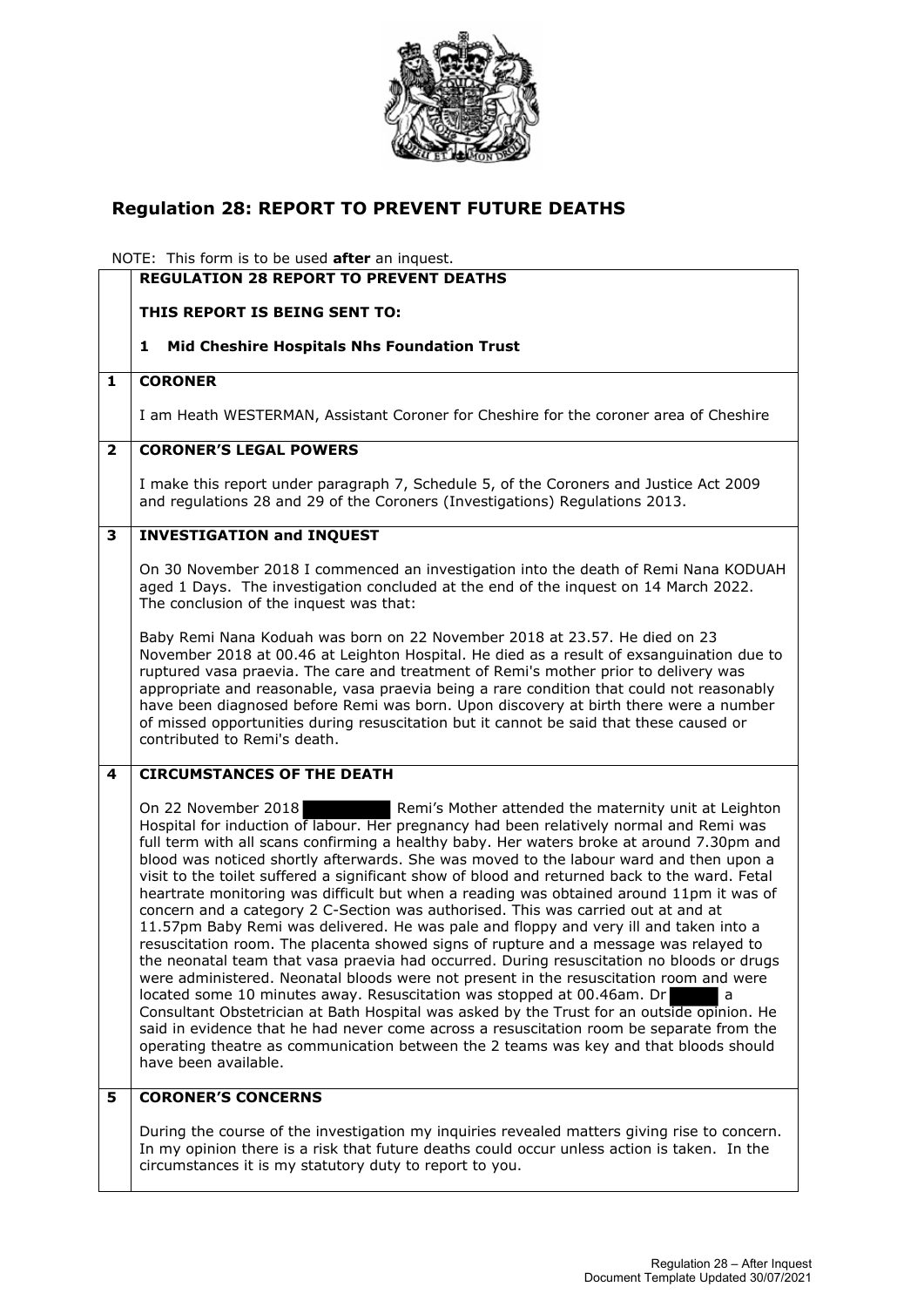## Regulation 28: REPORT TO PREVENT FUTURE DEATHS

NOTE: This form is to be used **after** an inquest.

| | |
|---|---|
| | **REGULATION 28 REPORT TO PREVENT DEATHS**<br><br>**THIS REPORT IS BEING SENT TO:**<br><br>**1 Mid Cheshire Hospitals Nhs Foundation Trust** |
| **1** | **CORONER**<br><br>I am Heath WESTERMAN, Assistant Coroner for Cheshire for the coroner area of Cheshire |
| **2** | **CORONER'S LEGAL POWERS**<br><br>I make this report under paragraph 7, Schedule 5, of the Coroners and Justice Act 2009 and regulations 28 and 29 of the Coroners (Investigations) Regulations 2013. |
| **3** | **INVESTIGATION and INQUEST**<br><br>On 30 November 2018 I commenced an investigation into the death of Remi Nana KODUAH aged 1 Days. The investigation concluded at the end of the inquest on 14 March 2022. The conclusion of the inquest was that:<br><br>Baby Remi Nana Koduah was born on 22 November 2018 at 23.57. He died on 23 November 2018 at 00.46 at Leighton Hospital. He died as a result of exsanguination due to ruptured vasa praevia. The care and treatment of Remi's mother prior to delivery was appropriate and reasonable, vasa praevia being a rare condition that could not reasonably have been diagnosed before Remi was born. Upon discovery at birth there were a number of missed opportunities during resuscitation but it cannot be said that these caused or contributed to Remi's death. |
| **4** | **CIRCUMSTANCES OF THE DEATH**<br><br>On 22 November 2018 [REDACTED] Remi's Mother attended the maternity unit at Leighton Hospital for induction of labour. Her pregnancy had been relatively normal and Remi was full term with all scans confirming a healthy baby. Her waters broke at around 7.30pm and blood was noticed shortly afterwards. She was moved to the labour ward and then upon a visit to the toilet suffered a significant show of blood and returned back to the ward. Fetal heartrate monitoring was difficult but when a reading was obtained around 11pm it was of concern and a category 2 C-Section was authorised. This was carried out at and at 11.57pm Baby Remi was delivered. He was pale and floppy and very ill and taken into a resuscitation room. The placenta showed signs of rupture and a message was relayed to the neonatal team that vasa praevia had occurred. During resuscitation no bloods or drugs were administered. Neonatal bloods were not present in the resuscitation room and were located some 10 minutes away. Resuscitation was stopped at 00.46am. Dr [REDACTED] a Consultant Obstetrician at Bath Hospital was asked by the Trust for an outside opinion. He said in evidence that he had never come across a resuscitation room be separate from the operating theatre as communication between the 2 teams was key and that bloods should have been available. |
| **5** | **CORONER'S CONCERNS**<br><br>During the course of the investigation my inquiries revealed matters giving rise to concern. In my opinion there is a risk that future deaths could occur unless action is taken. In the circumstances it is my statutory duty to report to you. |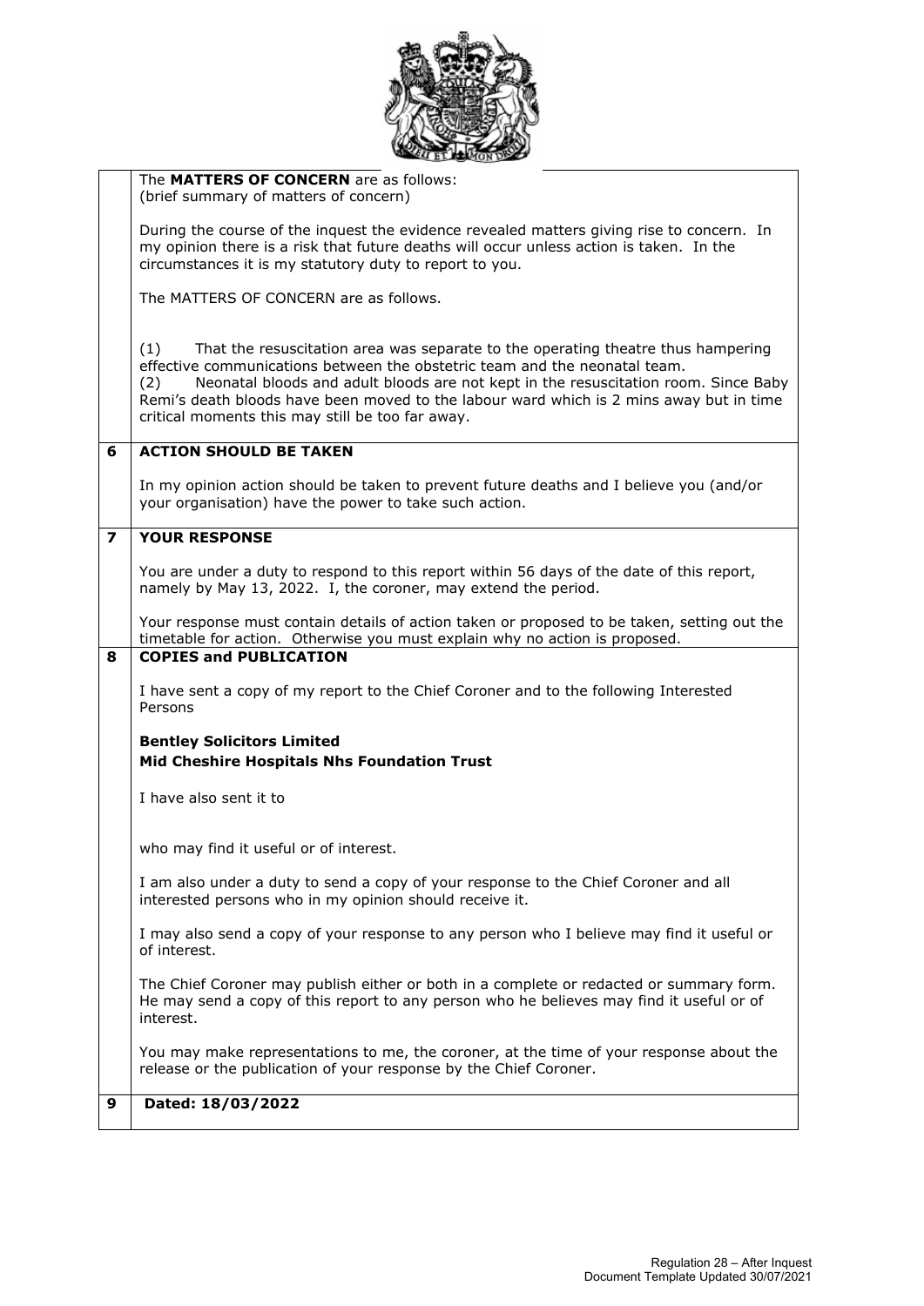| | |
|---|---|
| | The **MATTERS OF CONCERN** are as follows:<br>(brief summary of matters of concern)<br><br>During the course of the inquest the evidence revealed matters giving rise to concern. In my opinion there is a risk that future deaths will occur unless action is taken. In the circumstances it is my statutory duty to report to you.<br><br>The MATTERS OF CONCERN are as follows.<br><br>(1) That the resuscitation area was separate to the operating theatre thus hampering effective communications between the obstetric team and the neonatal team.<br>(2) Neonatal bloods and adult bloods are not kept in the resuscitation room. Since Baby Remi's death bloods have been moved to the labour ward which is 2 mins away but in time critical moments this may still be too far away. |
| **6** | **ACTION SHOULD BE TAKEN**<br><br>In my opinion action should be taken to prevent future deaths and I believe you (and/or your organisation) have the power to take such action. |
| **7** | **YOUR RESPONSE**<br><br>You are under a duty to respond to this report within 56 days of the date of this report, namely by May 13, 2022. I, the coroner, may extend the period.<br><br>Your response must contain details of action taken or proposed to be taken, setting out the timetable for action. Otherwise you must explain why no action is proposed. |
| **8** | **COPIES and PUBLICATION**<br><br>I have sent a copy of my report to the Chief Coroner and to the following Interested Persons<br><br>**Bentley Solicitors Limited**<br>**Mid Cheshire Hospitals Nhs Foundation Trust**<br><br>I have also sent it to<br><br>who may find it useful or of interest.<br><br>I am also under a duty to send a copy of your response to the Chief Coroner and all interested persons who in my opinion should receive it.<br><br>I may also send a copy of your response to any person who I believe may find it useful or of interest.<br><br>The Chief Coroner may publish either or both in a complete or redacted or summary form. He may send a copy of this report to any person who he believes may find it useful or of interest.<br><br>You may make representations to me, the coroner, at the time of your response about the release or the publication of your response by the Chief Coroner. |
| **9** | **Dated: 18/03/2022** |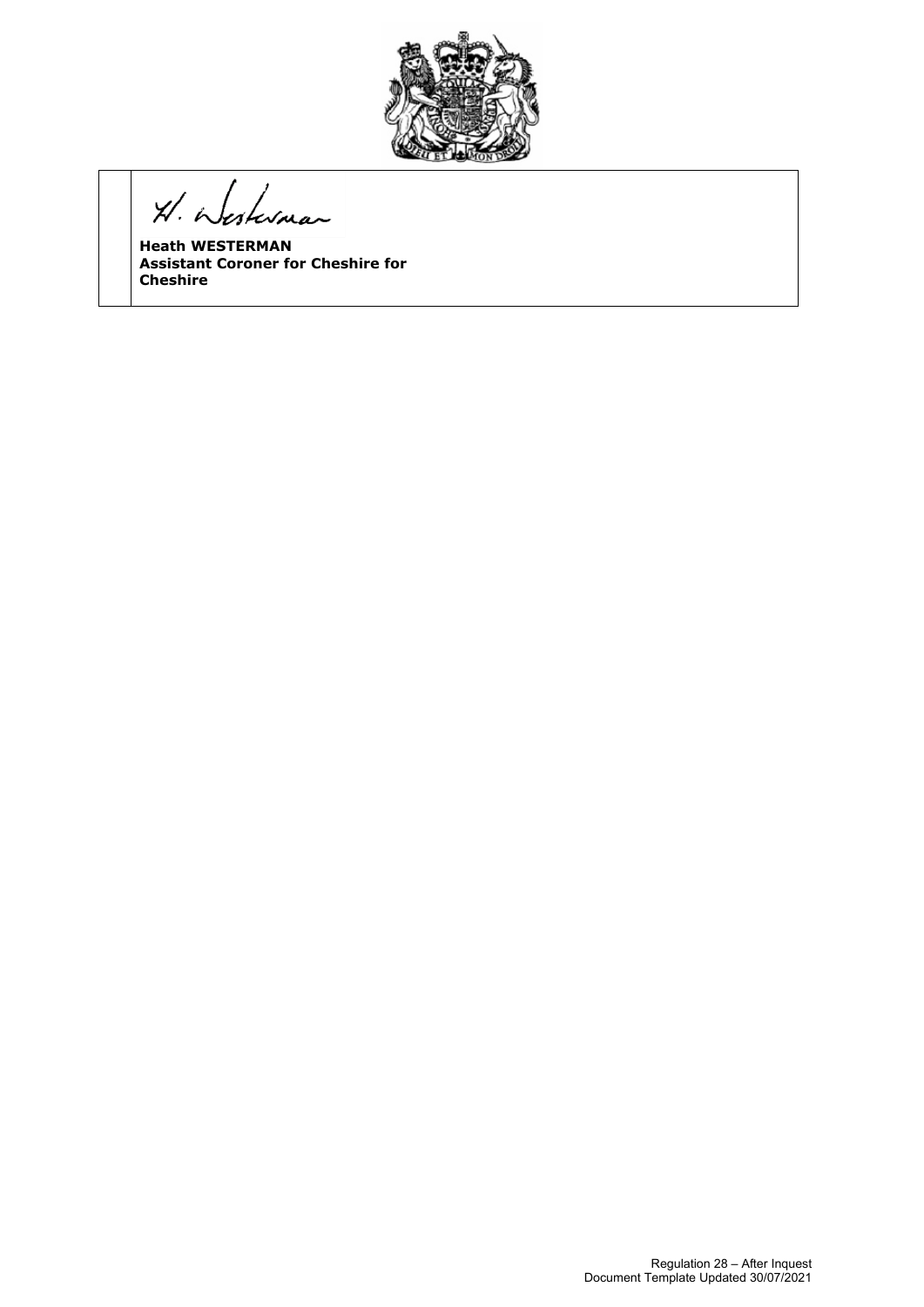H. Westerman

**Heath WESTERMAN**
**Assistant Coroner for Cheshire for Cheshire**

Regulation 28 – After Inquest
Document Template Updated 30/07/2021